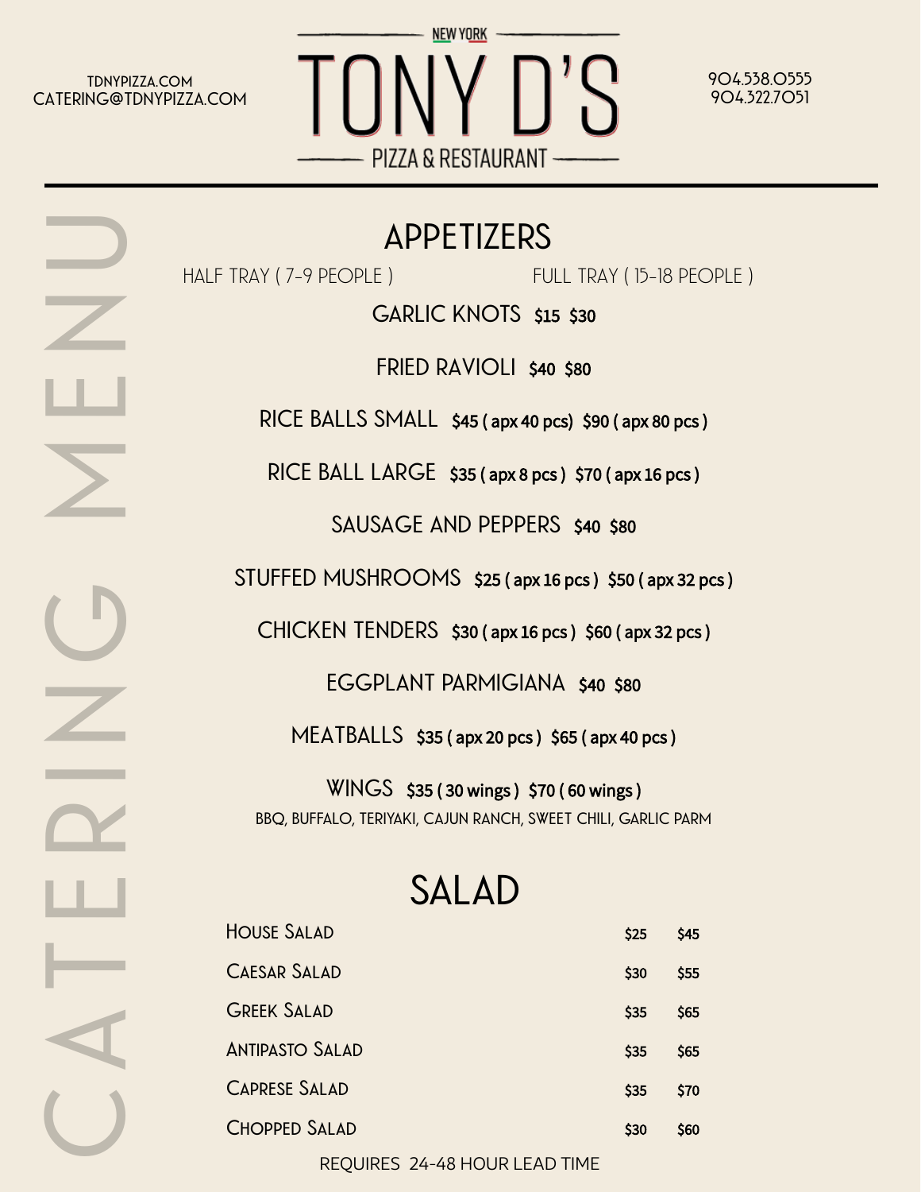TDNYPIZZA.COM
CATERING@TDNYPIZZA.COM

NEW YORK

# TONY D'S

PIZZA & RESTAURANT

904.538.0555
904.322.7051

CATERING MENU

## APPETIZERS

HALF TRAY ( 7-9 PEOPLE ) FULL TRAY ( 15-18 PEOPLE )

GARLIC KNOTS **$15 $30**

FRIED RAVIOLI **$40 $80**

RICE BALLS SMALL **$45 ( apx 40 pcs) $90 ( apx 80 pcs )**

RICE BALL LARGE **$35 ( apx 8 pcs ) $70 ( apx 16 pcs )**

SAUSAGE AND PEPPERS **$40 $80**

STUFFED MUSHROOMS **$25 ( apx 16 pcs ) $50 ( apx 32 pcs )**

CHICKEN TENDERS **$30 ( apx 16 pcs ) $60 ( apx 32 pcs )**

EGGPLANT PARMIGIANA **$40 $80**

MEATBALLS **$35 ( apx 20 pcs ) $65 ( apx 40 pcs )**

WINGS **$35 ( 30 wings ) $70 ( 60 wings )**
BBQ, BUFFALO, TERIYAKI, CAJUN RANCH, SWEET CHILI, GARLIC PARM

## SALAD

| | | |
|---|---|---|
| House Salad | $25 | $45 |
| Caesar Salad | $30 | $55 |
| Greek Salad | $35 | $65 |
| Antipasto Salad | $35 | $65 |
| Caprese Salad | $35 | $70 |
| Chopped Salad | $30 | $60 |

REQUIRES 24-48 HOUR LEAD TIME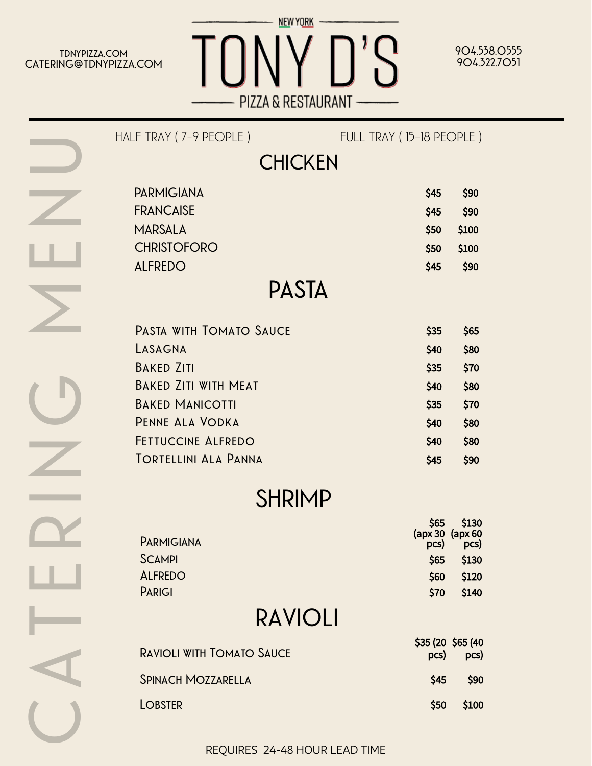NEW YORK

# TONY D'S

PIZZA & RESTAURANT

TDNYPIZZA.COM
CATERING@TDNYPIZZA.COM

904.538.0555
904.322.7051

CATERING MENU

HALF TRAY ( 7-9 PEOPLE ) FULL TRAY ( 15-18 PEOPLE )

## CHICKEN

| | Half Tray | Full Tray |
|---|---|---|
| PARMIGIANA | $45 | $90 |
| FRANCAISE | $45 | $90 |
| MARSALA | $50 | $100 |
| CHRISTOFORO | $50 | $100 |
| ALFREDO | $45 | $90 |

## PASTA

| | Half Tray | Full Tray |
|---|---|---|
| Pasta with Tomato Sauce | $35 | $65 |
| Lasagna | $40 | $80 |
| Baked Ziti | $35 | $70 |
| Baked Ziti with Meat | $40 | $80 |
| Baked Manicotti | $35 | $70 |
| Penne Ala Vodka | $40 | $80 |
| Fettuccine Alfredo | $40 | $80 |
| Tortellini Ala Panna | $45 | $90 |

## SHRIMP

| | Half Tray | Full Tray |
|---|---|---|
| Parmigiana | $65 (apx 30 pcs) | $130 (apx 60 pcs) |
| Scampi | $65 | $130 |
| Alfredo | $60 | $120 |
| Parigi | $70 | $140 |

## RAVIOLI

| | Half Tray | Full Tray |
|---|---|---|
| Ravioli with Tomato Sauce | $35 (20 pcs) | $65 (40 pcs) |
| Spinach Mozzarella | $45 | $90 |
| Lobster | $50 | $100 |

REQUIRES 24-48 HOUR LEAD TIME